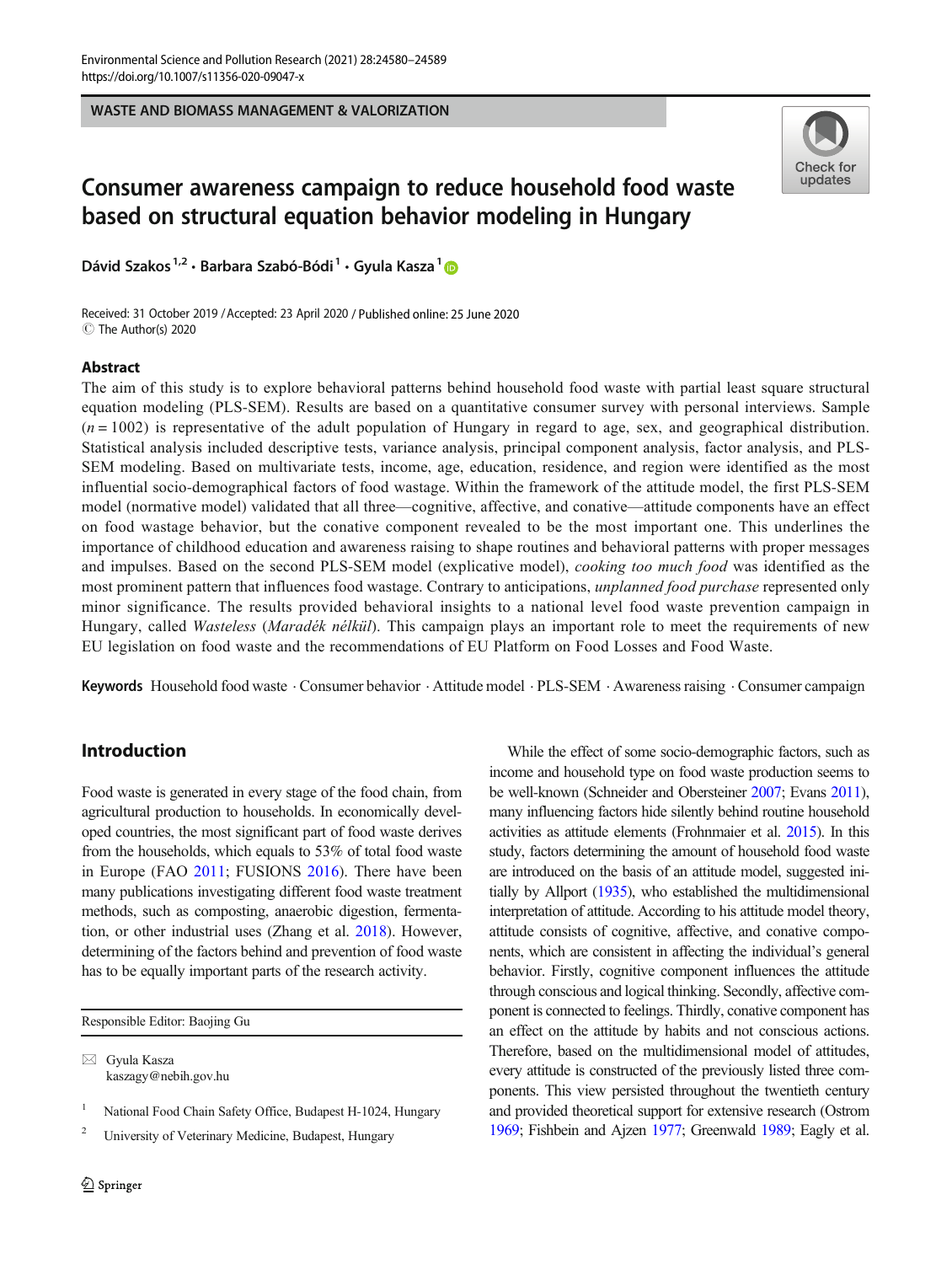WASTE AND BIOMASS MANAGEMENT & VALORIZATION

# Consumer awareness campaign to reduce household food waste based on structural equation behavior modeling in Hungary

Dávid Szakos[1,2] · Barbara Szabó-Bódi[1] · Gyula Kasza[1]

Received: 31 October 2019 / Accepted: 23 April 2020 / Published online: 25 June 2020
© The Author(s) 2020

## Abstract

The aim of this study is to explore behavioral patterns behind household food waste with partial least square structural equation modeling (PLS-SEM). Results are based on a quantitative consumer survey with personal interviews. Sample ($n = 1002$) is representative of the adult population of Hungary in regard to age, sex, and geographical distribution. Statistical analysis included descriptive tests, variance analysis, principal component analysis, factor analysis, and PLS-SEM modeling. Based on multivariate tests, income, age, education, residence, and region were identified as the most influential socio-demographical factors of food wastage. Within the framework of the attitude model, the first PLS-SEM model (normative model) validated that all three—cognitive, affective, and conative—attitude components have an effect on food wastage behavior, but the conative component revealed to be the most important one. This underlines the importance of childhood education and awareness raising to shape routines and behavioral patterns with proper messages and impulses. Based on the second PLS-SEM model (explicative model), *cooking too much food* was identified as the most prominent pattern that influences food wastage. Contrary to anticipations, *unplanned food purchase* represented only minor significance. The results provided behavioral insights to a national level food waste prevention campaign in Hungary, called *Wasteless* (*Maradék nélkül*). This campaign plays an important role to meet the requirements of new EU legislation on food waste and the recommendations of EU Platform on Food Losses and Food Waste.

**Keywords** Household food waste · Consumer behavior · Attitude model · PLS-SEM · Awareness raising · Consumer campaign

## Introduction

Food waste is generated in every stage of the food chain, from agricultural production to households. In economically developed countries, the most significant part of food waste derives from the households, which equals to 53% of total food waste in Europe (FAO 2011; FUSIONS 2016). There have been many publications investigating different food waste treatment methods, such as composting, anaerobic digestion, fermentation, or other industrial uses (Zhang et al. 2018). However, determining of the factors behind and prevention of food waste has to be equally important parts of the research activity.

While the effect of some socio-demographic factors, such as income and household type on food waste production seems to be well-known (Schneider and Obersteiner 2007; Evans 2011), many influencing factors hide silently behind routine household activities as attitude elements (Frohnmaier et al. 2015). In this study, factors determining the amount of household food waste are introduced on the basis of an attitude model, suggested initially by Allport (1935), who established the multidimensional interpretation of attitude. According to his attitude model theory, attitude consists of cognitive, affective, and conative components, which are consistent in affecting the individual's general behavior. Firstly, cognitive component influences the attitude through conscious and logical thinking. Secondly, affective component is connected to feelings. Thirdly, conative component has an effect on the attitude by habits and not conscious actions. Therefore, based on the multidimensional model of attitudes, every attitude is constructed of the previously listed three components. This view persisted throughout the twentieth century and provided theoretical support for extensive research (Ostrom 1969; Fishbein and Ajzen 1977; Greenwald 1989; Eagly et al.

Responsible Editor: Baojing Gu

✉ Gyula Kasza
kaszagy@nebih.gov.hu

[1] National Food Chain Safety Office, Budapest H-1024, Hungary

[2] University of Veterinary Medicine, Budapest, Hungary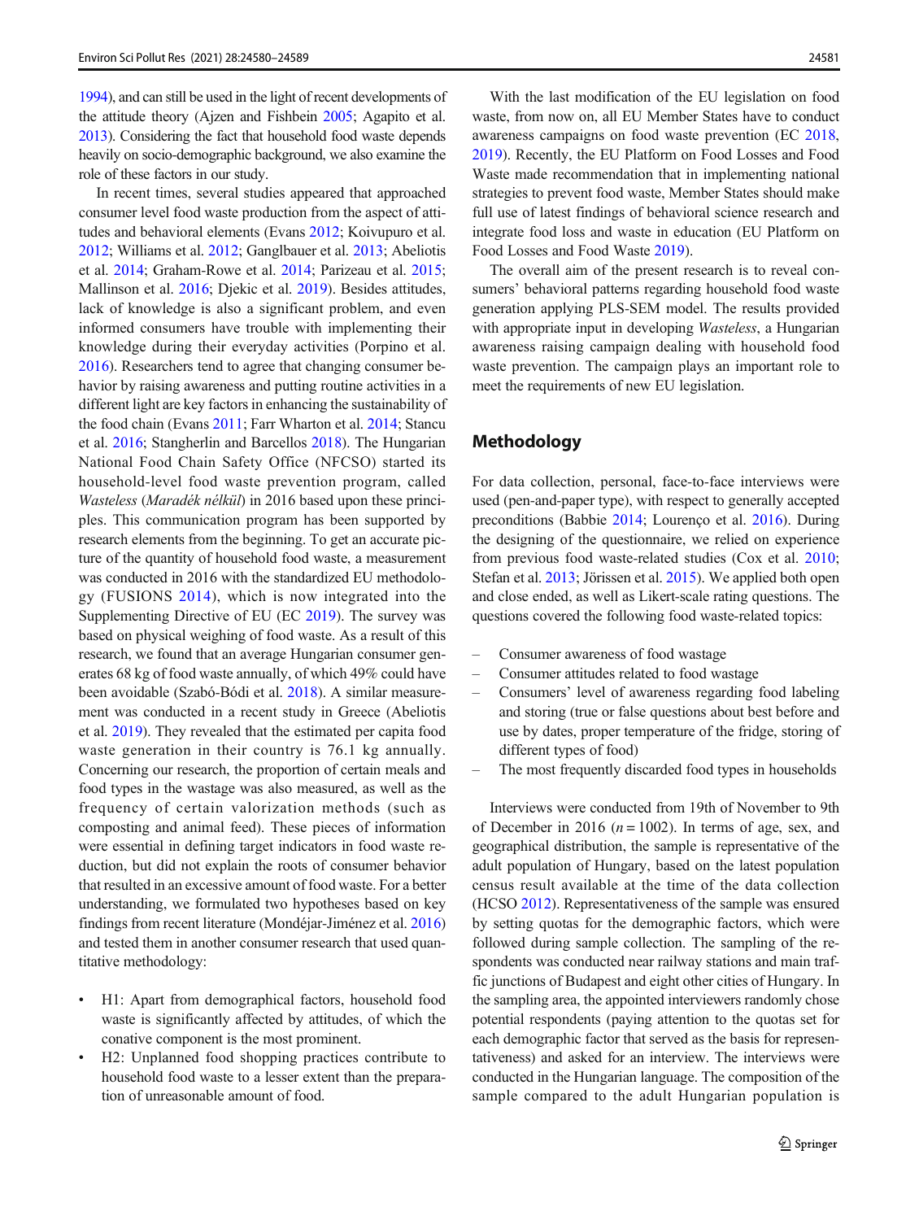1994), and can still be used in the light of recent developments of the attitude theory (Ajzen and Fishbein 2005; Agapito et al. 2013). Considering the fact that household food waste depends heavily on socio-demographic background, we also examine the role of these factors in our study.

In recent times, several studies appeared that approached consumer level food waste production from the aspect of attitudes and behavioral elements (Evans 2012; Koivupuro et al. 2012; Williams et al. 2012; Ganglbauer et al. 2013; Abeliotis et al. 2014; Graham-Rowe et al. 2014; Parizeau et al. 2015; Mallinson et al. 2016; Djekic et al. 2019). Besides attitudes, lack of knowledge is also a significant problem, and even informed consumers have trouble with implementing their knowledge during their everyday activities (Porpino et al. 2016). Researchers tend to agree that changing consumer behavior by raising awareness and putting routine activities in a different light are key factors in enhancing the sustainability of the food chain (Evans 2011; Farr Wharton et al. 2014; Stancu et al. 2016; Stangherlin and Barcellos 2018). The Hungarian National Food Chain Safety Office (NFCSO) started its household-level food waste prevention program, called *Wasteless* (*Maradék nélkül*) in 2016 based upon these principles. This communication program has been supported by research elements from the beginning. To get an accurate picture of the quantity of household food waste, a measurement was conducted in 2016 with the standardized EU methodology (FUSIONS 2014), which is now integrated into the Supplementing Directive of EU (EC 2019). The survey was based on physical weighing of food waste. As a result of this research, we found that an average Hungarian consumer generates 68 kg of food waste annually, of which 49% could have been avoidable (Szabó-Bódi et al. 2018). A similar measurement was conducted in a recent study in Greece (Abeliotis et al. 2019). They revealed that the estimated per capita food waste generation in their country is 76.1 kg annually. Concerning our research, the proportion of certain meals and food types in the wastage was also measured, as well as the frequency of certain valorization methods (such as composting and animal feed). These pieces of information were essential in defining target indicators in food waste reduction, but did not explain the roots of consumer behavior that resulted in an excessive amount of food waste. For a better understanding, we formulated two hypotheses based on key findings from recent literature (Mondéjar-Jiménez et al. 2016) and tested them in another consumer research that used quantitative methodology:

- H1: Apart from demographical factors, household food waste is significantly affected by attitudes, of which the conative component is the most prominent.
- H2: Unplanned food shopping practices contribute to household food waste to a lesser extent than the preparation of unreasonable amount of food.

With the last modification of the EU legislation on food waste, from now on, all EU Member States have to conduct awareness campaigns on food waste prevention (EC 2018, 2019). Recently, the EU Platform on Food Losses and Food Waste made recommendation that in implementing national strategies to prevent food waste, Member States should make full use of latest findings of behavioral science research and integrate food loss and waste in education (EU Platform on Food Losses and Food Waste 2019).

The overall aim of the present research is to reveal consumers' behavioral patterns regarding household food waste generation applying PLS-SEM model. The results provided with appropriate input in developing *Wasteless*, a Hungarian awareness raising campaign dealing with household food waste prevention. The campaign plays an important role to meet the requirements of new EU legislation.

## Methodology

For data collection, personal, face-to-face interviews were used (pen-and-paper type), with respect to generally accepted preconditions (Babbie 2014; Lourenço et al. 2016). During the designing of the questionnaire, we relied on experience from previous food waste-related studies (Cox et al. 2010; Stefan et al. 2013; Jörissen et al. 2015). We applied both open and close ended, as well as Likert-scale rating questions. The questions covered the following food waste-related topics:

- Consumer awareness of food wastage
- Consumer attitudes related to food wastage
- Consumers' level of awareness regarding food labeling and storing (true or false questions about best before and use by dates, proper temperature of the fridge, storing of different types of food)
- The most frequently discarded food types in households

Interviews were conducted from 19th of November to 9th of December in 2016 ($n = 1002$). In terms of age, sex, and geographical distribution, the sample is representative of the adult population of Hungary, based on the latest population census result available at the time of the data collection (HCSO 2012). Representativeness of the sample was ensured by setting quotas for the demographic factors, which were followed during sample collection. The sampling of the respondents was conducted near railway stations and main traffic junctions of Budapest and eight other cities of Hungary. In the sampling area, the appointed interviewers randomly chose potential respondents (paying attention to the quotas set for each demographic factor that served as the basis for representativeness) and asked for an interview. The interviews were conducted in the Hungarian language. The composition of the sample compared to the adult Hungarian population is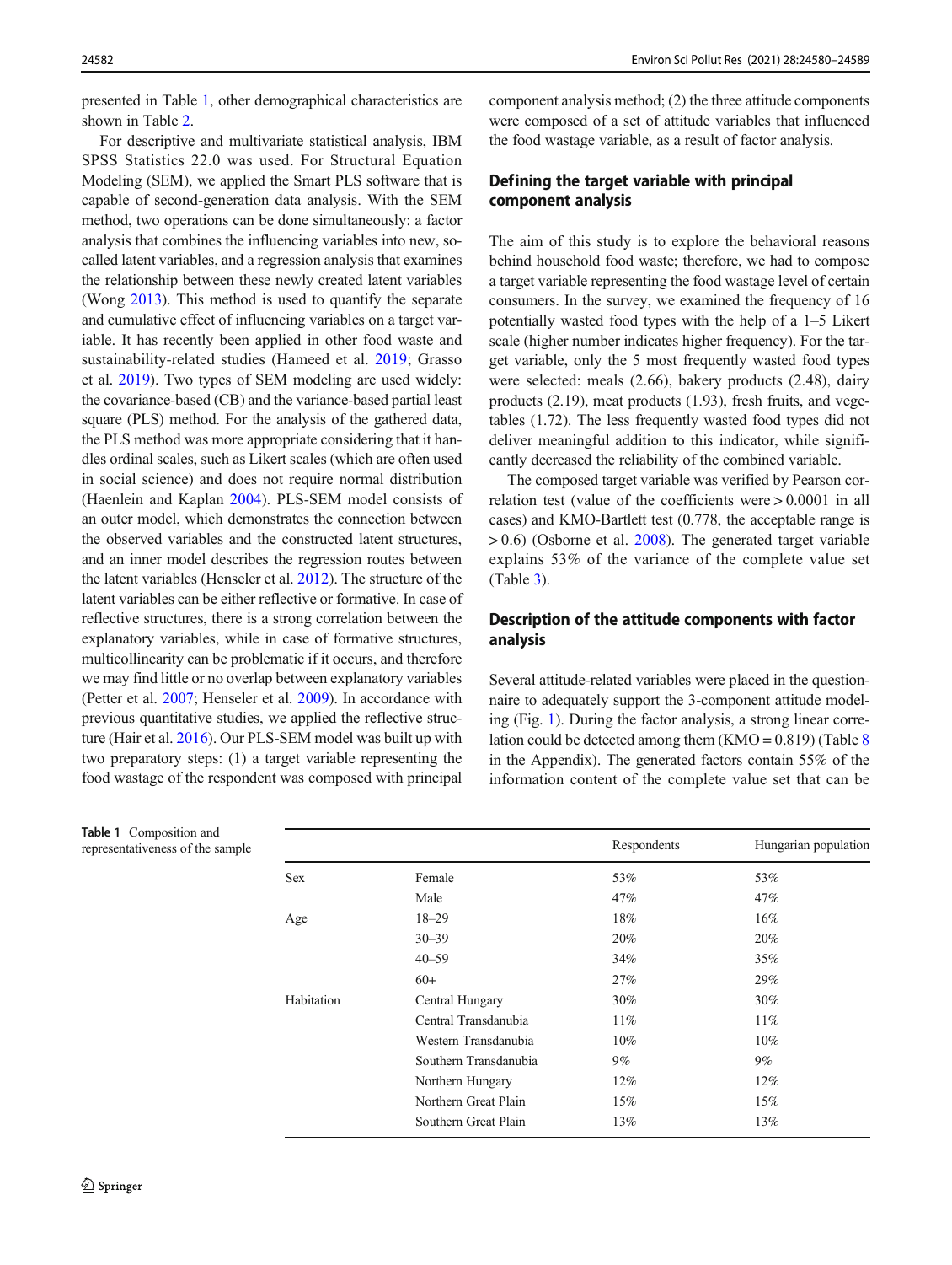presented in Table 1, other demographical characteristics are shown in Table 2.

For descriptive and multivariate statistical analysis, IBM SPSS Statistics 22.0 was used. For Structural Equation Modeling (SEM), we applied the Smart PLS software that is capable of second-generation data analysis. With the SEM method, two operations can be done simultaneously: a factor analysis that combines the influencing variables into new, so-called latent variables, and a regression analysis that examines the relationship between these newly created latent variables (Wong 2013). This method is used to quantify the separate and cumulative effect of influencing variables on a target variable. It has recently been applied in other food waste and sustainability-related studies (Hameed et al. 2019; Grasso et al. 2019). Two types of SEM modeling are used widely: the covariance-based (CB) and the variance-based partial least square (PLS) method. For the analysis of the gathered data, the PLS method was more appropriate considering that it handles ordinal scales, such as Likert scales (which are often used in social science) and does not require normal distribution (Haenlein and Kaplan 2004). PLS-SEM model consists of an outer model, which demonstrates the connection between the observed variables and the constructed latent structures, and an inner model describes the regression routes between the latent variables (Henseler et al. 2012). The structure of the latent variables can be either reflective or formative. In case of reflective structures, there is a strong correlation between the explanatory variables, while in case of formative structures, multicollinearity can be problematic if it occurs, and therefore we may find little or no overlap between explanatory variables (Petter et al. 2007; Henseler et al. 2009). In accordance with previous quantitative studies, we applied the reflective structure (Hair et al. 2016). Our PLS-SEM model was built up with two preparatory steps: (1) a target variable representing the food wastage of the respondent was composed with principal component analysis method; (2) the three attitude components were composed of a set of attitude variables that influenced the food wastage variable, as a result of factor analysis.

## Defining the target variable with principal component analysis

The aim of this study is to explore the behavioral reasons behind household food waste; therefore, we had to compose a target variable representing the food wastage level of certain consumers. In the survey, we examined the frequency of 16 potentially wasted food types with the help of a 1–5 Likert scale (higher number indicates higher frequency). For the target variable, only the 5 most frequently wasted food types were selected: meals (2.66), bakery products (2.48), dairy products (2.19), meat products (1.93), fresh fruits, and vegetables (1.72). The less frequently wasted food types did not deliver meaningful addition to this indicator, while significantly decreased the reliability of the combined variable.

The composed target variable was verified by Pearson correlation test (value of the coefficients were > 0.0001 in all cases) and KMO-Bartlett test (0.778, the acceptable range is > 0.6) (Osborne et al. 2008). The generated target variable explains 53% of the variance of the complete value set (Table 3).

## Description of the attitude components with factor analysis

Several attitude-related variables were placed in the questionnaire to adequately support the 3-component attitude modeling (Fig. 1). During the factor analysis, a strong linear correlation could be detected among them (KMO = 0.819) (Table 8 in the Appendix). The generated factors contain 55% of the information content of the complete value set that can be

**Table 1** Composition and representativeness of the sample

| | | Respondents | Hungarian population |
|---|---|---|---|
| Sex | Female | 53% | 53% |
| | Male | 47% | 47% |
| Age | 18–29 | 18% | 16% |
| | 30–39 | 20% | 20% |
| | 40–59 | 34% | 35% |
| | 60+ | 27% | 29% |
| Habitation | Central Hungary | 30% | 30% |
| | Central Transdanubia | 11% | 11% |
| | Western Transdanubia | 10% | 10% |
| | Southern Transdanubia | 9% | 9% |
| | Northern Hungary | 12% | 12% |
| | Northern Great Plain | 15% | 15% |
| | Southern Great Plain | 13% | 13% |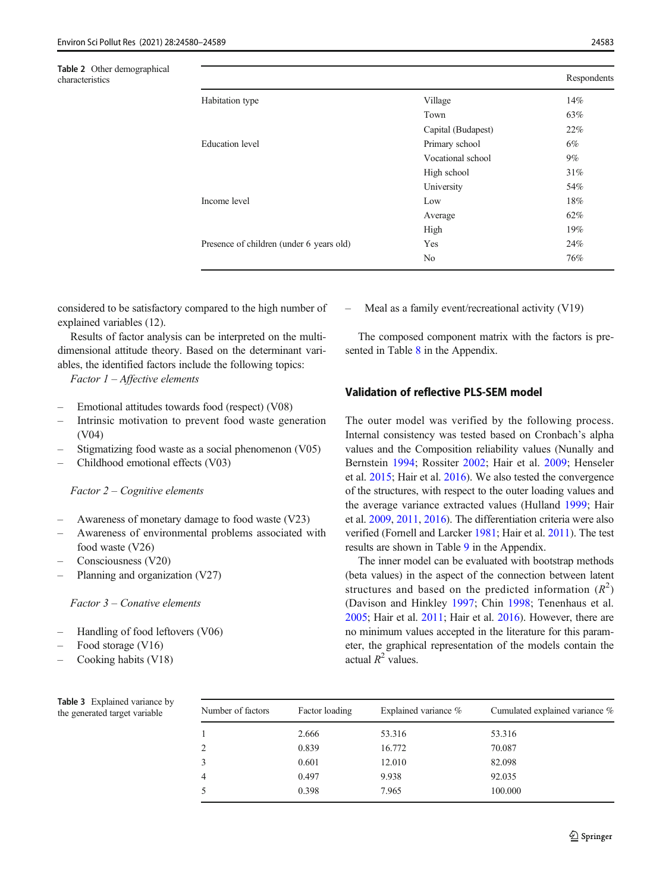Table 2 Other demographical characteristics

| | | Respondents |
|---|---|---|
| Habitation type | Village | 14% |
| | Town | 63% |
| | Capital (Budapest) | 22% |
| Education level | Primary school | 6% |
| | Vocational school | 9% |
| | High school | 31% |
| | University | 54% |
| Income level | Low | 18% |
| | Average | 62% |
| | High | 19% |
| Presence of children (under 6 years old) | Yes | 24% |
| | No | 76% |

considered to be satisfactory compared to the high number of explained variables (12).

Results of factor analysis can be interpreted on the multi-dimensional attitude theory. Based on the determinant variables, the identified factors include the following topics:

*Factor 1 – Affective elements*

- Emotional attitudes towards food (respect) (V08)
- Intrinsic motivation to prevent food waste generation (V04)
- Stigmatizing food waste as a social phenomenon (V05)
- Childhood emotional effects (V03)

*Factor 2 – Cognitive elements*

- Awareness of monetary damage to food waste (V23)
- Awareness of environmental problems associated with food waste (V26)
- Consciousness (V20)
- Planning and organization (V27)

*Factor 3 – Conative elements*

- Handling of food leftovers (V06)
- Food storage (V16)
- Cooking habits (V18)
- Meal as a family event/recreational activity (V19)

The composed component matrix with the factors is presented in Table 8 in the Appendix.

## Validation of reflective PLS-SEM model

The outer model was verified by the following process. Internal consistency was tested based on Cronbach's alpha values and the Composition reliability values (Nunally and Bernstein 1994; Rossiter 2002; Hair et al. 2009; Henseler et al. 2015; Hair et al. 2016). We also tested the convergence of the structures, with respect to the outer loading values and the average variance extracted values (Hulland 1999; Hair et al. 2009, 2011, 2016). The differentiation criteria were also verified (Fornell and Larcker 1981; Hair et al. 2011). The test results are shown in Table 9 in the Appendix.

The inner model can be evaluated with bootstrap methods (beta values) in the aspect of the connection between latent structures and based on the predicted information ($R^2$) (Davison and Hinkley 1997; Chin 1998; Tenenhaus et al. 2005; Hair et al. 2011; Hair et al. 2016). However, there are no minimum values accepted in the literature for this parameter, the graphical representation of the models contain the actual $R^2$ values.

Table 3 Explained variance by the generated target variable

| Number of factors | Factor loading | Explained variance % | Cumulated explained variance % |
|---|---|---|---|
| 1 | 2.666 | 53.316 | 53.316 |
| 2 | 0.839 | 16.772 | 70.087 |
| 3 | 0.601 | 12.010 | 82.098 |
| 4 | 0.497 | 9.938 | 92.035 |
| 5 | 0.398 | 7.965 | 100.000 |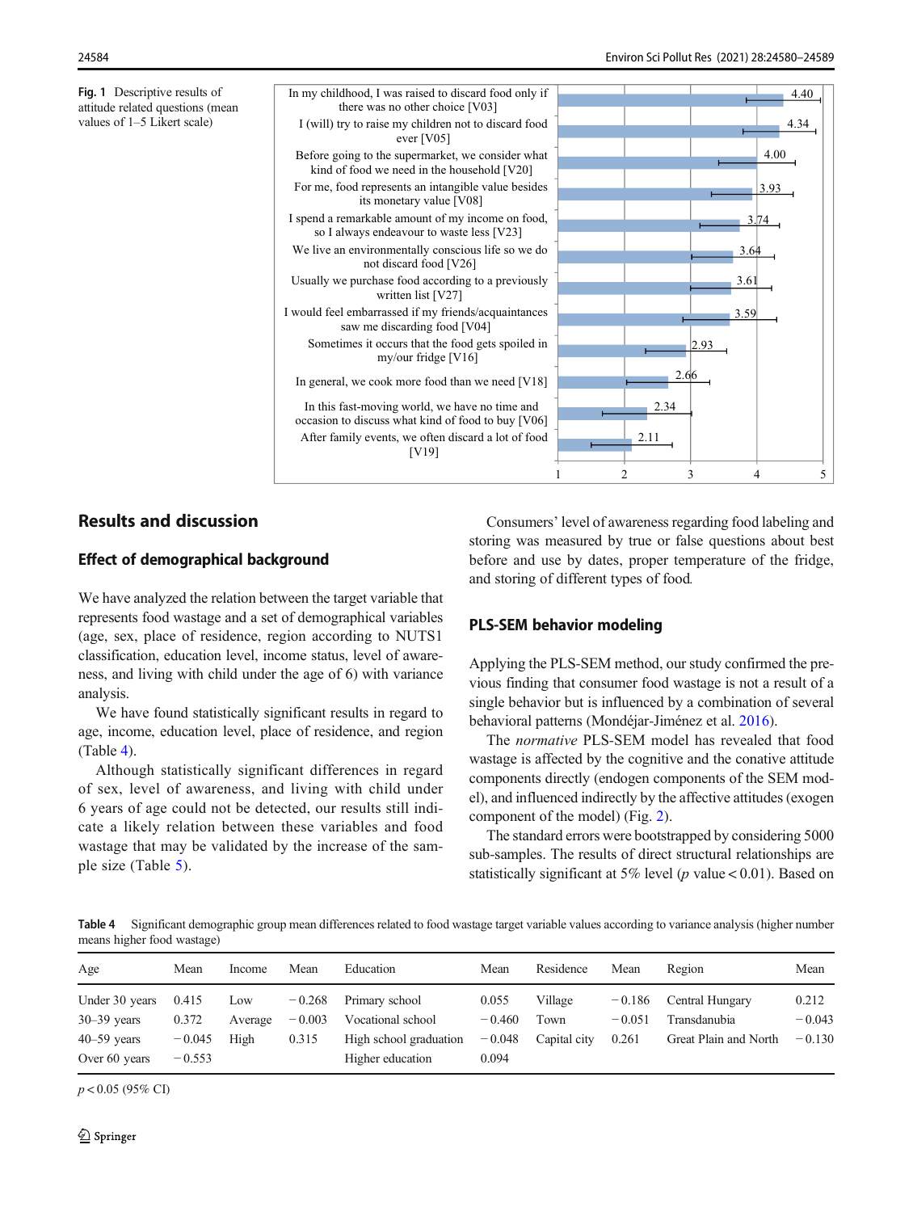| Item | Mean |
|---|---|
| In my childhood, I was raised to discard food only if there was no other choice [V03] | 4.40 |
| I (will) try to raise my children not to discard food ever [V05] | 4.34 |
| Before going to the supermarket, we consider what kind of food we need in the household [V20] | 4.00 |
| For me, food represents an intangible value besides its monetary value [V08] | 3.93 |
| I spend a remarkable amount of my income on food, so I always endeavour to waste less [V23] | 3.74 |
| We live an environmentally conscious life so we do not discard food [V26] | 3.64 |
| Usually we purchase food according to a previously written list [V27] | 3.61 |
| I would feel embarrassed if my friends/acquaintances saw me discarding food [V04] | 3.59 |
| Sometimes it occurs that the food gets spoiled in my/our fridge [V16] | 2.93 |
| In general, we cook more food than we need [V18] | 2.66 |
| In this fast-moving world, we have no time and occasion to discuss what kind of food to buy [V06] | 2.34 |
| After family events, we often discard a lot of food [V19] | 2.11 |

**Fig. 1** Descriptive results of attitude related questions (mean values of 1–5 Likert scale)

## Results and discussion

### Effect of demographical background

We have analyzed the relation between the target variable that represents food wastage and a set of demographical variables (age, sex, place of residence, region according to NUTS1 classification, education level, income status, level of awareness, and living with child under the age of 6) with variance analysis.

We have found statistically significant results in regard to age, income, education level, place of residence, and region (Table 4).

Although statistically significant differences in regard of sex, level of awareness, and living with child under 6 years of age could not be detected, our results still indicate a likely relation between these variables and food wastage that may be validated by the increase of the sample size (Table 5).

Consumers' level of awareness regarding food labeling and storing was measured by true or false questions about best before and use by dates, proper temperature of the fridge, and storing of different types of food.

### PLS-SEM behavior modeling

Applying the PLS-SEM method, our study confirmed the previous finding that consumer food wastage is not a result of a single behavior but is influenced by a combination of several behavioral patterns (Mondéjar-Jiménez et al. 2016).

The *normative* PLS-SEM model has revealed that food wastage is affected by the cognitive and the conative attitude components directly (endogen components of the SEM model), and influenced indirectly by the affective attitudes (exogen component of the model) (Fig. 2).

The standard errors were bootstrapped by considering 5000 sub-samples. The results of direct structural relationships are statistically significant at 5% level ($p$ value < 0.01). Based on

**Table 4** Significant demographic group mean differences related to food wastage target variable values according to variance analysis (higher number means higher food wastage)

| Age | Mean | Income | Mean | Education | Mean | Residence | Mean | Region | Mean |
|---|---|---|---|---|---|---|---|---|---|
| Under 30 years | 0.415 | Low | −0.268 | Primary school | 0.055 | Village | −0.186 | Central Hungary | 0.212 |
| 30–39 years | 0.372 | Average | −0.003 | Vocational school | −0.460 | Town | −0.051 | Transdanubia | −0.043 |
| 40–59 years | −0.045 | High | 0.315 | High school graduation | −0.048 | Capital city | 0.261 | Great Plain and North | −0.130 |
| Over 60 years | −0.553 | | | Higher education | 0.094 | | | | |

$p < 0.05$ (95% CI)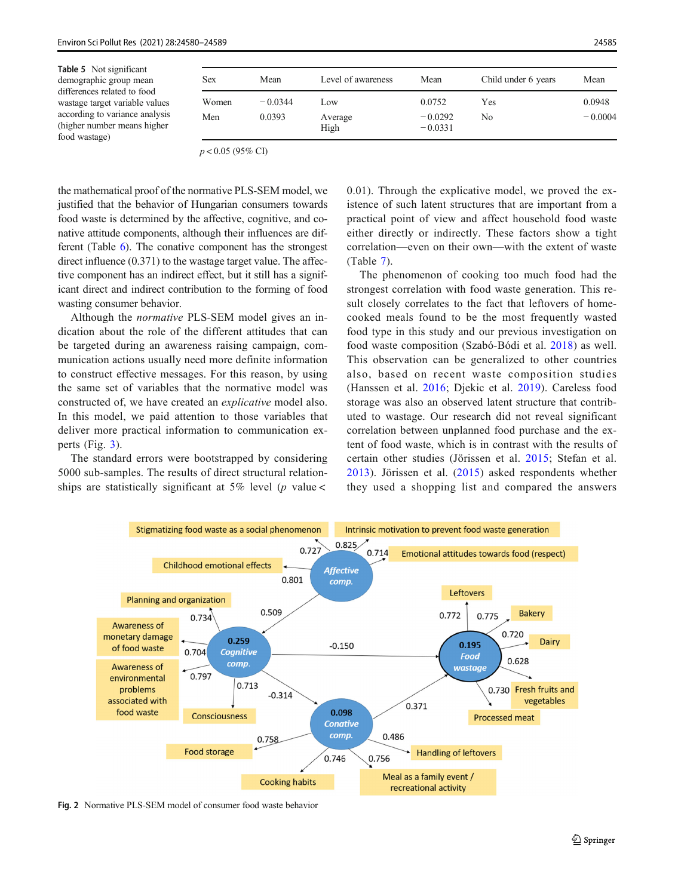**Table 5** Not significant demographic group mean differences related to food wastage target variable values according to variance analysis (higher number means higher food wastage)

| Sex | Mean | Level of awareness | Mean | Child under 6 years | Mean |
|---|---|---|---|---|---|
| Women | −0.0344 | Low | 0.0752 | Yes | 0.0948 |
| Men | 0.0393 | Average | −0.0292 | No | −0.0004 |
| | | High | −0.0331 | | |

$p < 0.05$ (95% CI)

the mathematical proof of the normative PLS-SEM model, we justified that the behavior of Hungarian consumers towards food waste is determined by the affective, cognitive, and conative attitude components, although their influences are different (Table 6). The conative component has the strongest direct influence (0.371) to the wastage target value. The affective component has an indirect effect, but it still has a significant direct and indirect contribution to the forming of food wasting consumer behavior.

Although the *normative* PLS-SEM model gives an indication about the role of the different attitudes that can be targeted during an awareness raising campaign, communication actions usually need more definite information to construct effective messages. For this reason, by using the same set of variables that the normative model was constructed of, we have created an *explicative* model also. In this model, we paid attention to those variables that deliver more practical information to communication experts (Fig. 3).

The standard errors were bootstrapped by considering 5000 sub-samples. The results of direct structural relationships are statistically significant at 5% level ($p$ value < 0.01). Through the explicative model, we proved the existence of such latent structures that are important from a practical point of view and affect household food waste either directly or indirectly. These factors show a tight correlation—even on their own—with the extent of waste (Table 7).

The phenomenon of cooking too much food had the strongest correlation with food waste generation. This result closely correlates to the fact that leftovers of home-cooked meals found to be the most frequently wasted food type in this study and our previous investigation on food waste composition (Szabó-Bódi et al. 2018) as well. This observation can be generalized to other countries also, based on recent waste composition studies (Hanssen et al. 2016; Djekic et al. 2019). Careless food storage was also an observed latent structure that contributed to wastage. Our research did not reveal significant correlation between unplanned food purchase and the extent of food waste, which is in contrast with the results of certain other studies (Jörissen et al. 2015; Stefan et al. 2013). Jörissen et al. (2015) asked respondents whether they used a shopping list and compared the answers

**Fig. 2** Normative PLS-SEM model of consumer food waste behavior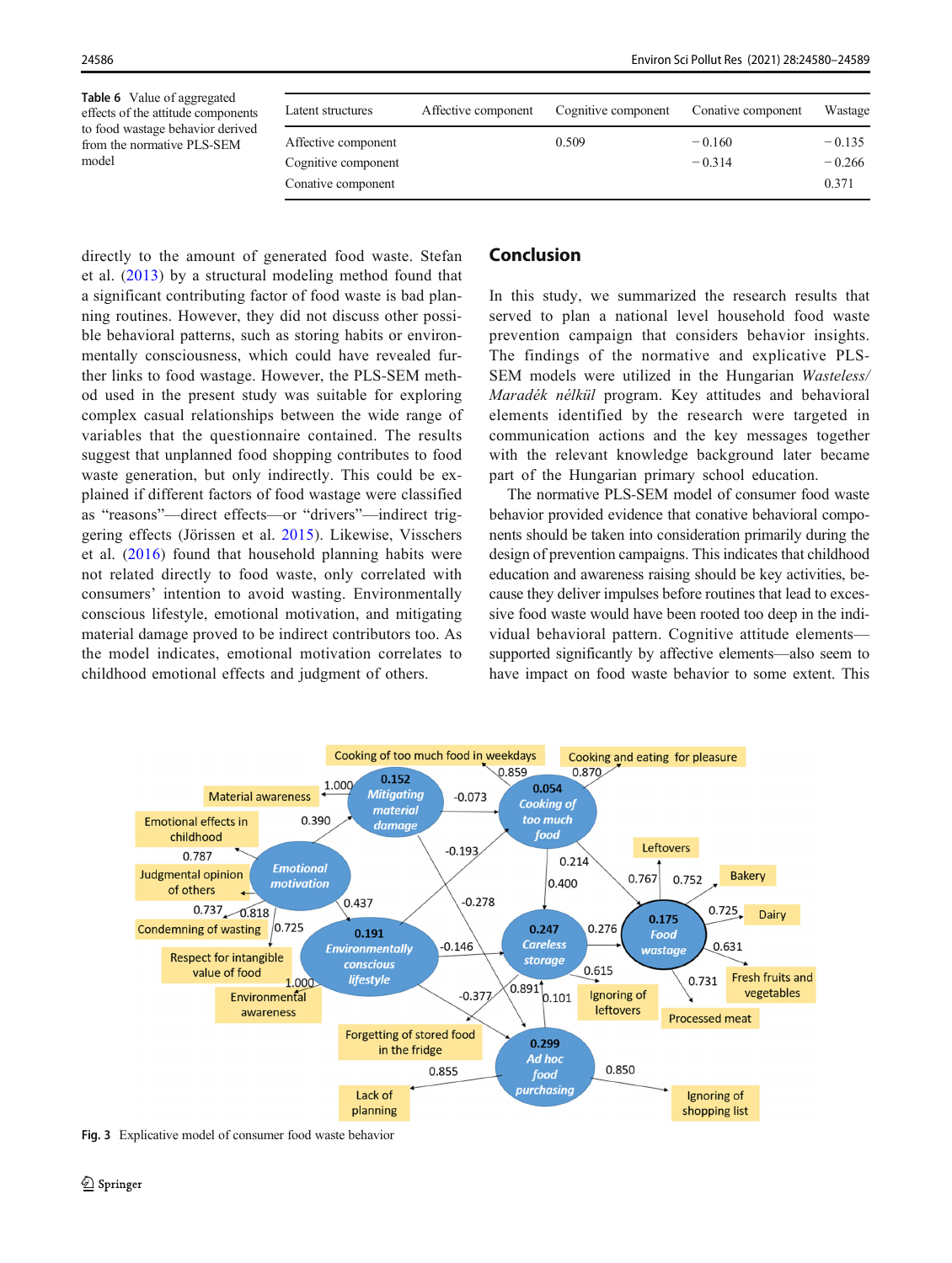**Table 6** Value of aggregated effects of the attitude components to food wastage behavior derived from the normative PLS-SEM model

| Latent structures | Affective component | Cognitive component | Conative component | Wastage |
|---|---|---|---|---|
| Affective component | | 0.509 | − 0.160 | − 0.135 |
| Cognitive component | | | − 0.314 | − 0.266 |
| Conative component | | | | 0.371 |

directly to the amount of generated food waste. Stefan et al. (2013) by a structural modeling method found that a significant contributing factor of food waste is bad planning routines. However, they did not discuss other possible behavioral patterns, such as storing habits or environmentally consciousness, which could have revealed further links to food wastage. However, the PLS-SEM method used in the present study was suitable for exploring complex casual relationships between the wide range of variables that the questionnaire contained. The results suggest that unplanned food shopping contributes to food waste generation, but only indirectly. This could be explained if different factors of food wastage were classified as "reasons"—direct effects—or "drivers"—indirect triggering effects (Jörissen et al. 2015). Likewise, Visschers et al. (2016) found that household planning habits were not related directly to food waste, only correlated with consumers' intention to avoid wasting. Environmentally conscious lifestyle, emotional motivation, and mitigating material damage proved to be indirect contributors too. As the model indicates, emotional motivation correlates to childhood emotional effects and judgment of others.

## Conclusion

In this study, we summarized the research results that served to plan a national level household food waste prevention campaign that considers behavior insights. The findings of the normative and explicative PLS-SEM models were utilized in the Hungarian *Wasteless/Maradék nélkül* program. Key attitudes and behavioral elements identified by the research were targeted in communication actions and the key messages together with the relevant knowledge background later became part of the Hungarian primary school education.

The normative PLS-SEM model of consumer food waste behavior provided evidence that conative behavioral components should be taken into consideration primarily during the design of prevention campaigns. This indicates that childhood education and awareness raising should be key activities, because they deliver impulses before routines that lead to excessive food waste would have been rooted too deep in the individual behavioral pattern. Cognitive attitude elements—supported significantly by affective elements—also seem to have impact on food waste behavior to some extent. This

**Fig. 3** Explicative model of consumer food waste behavior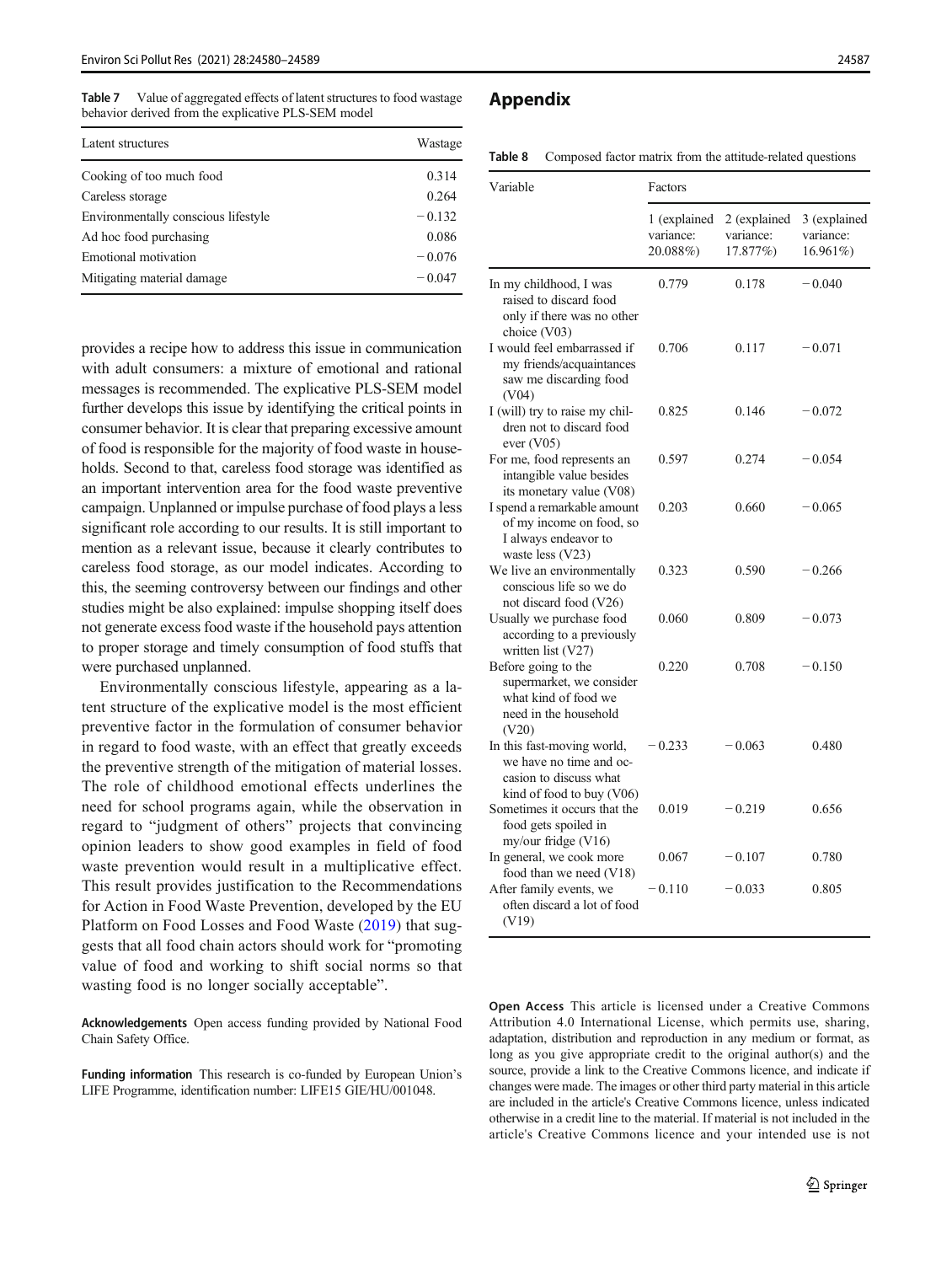**Table 7** Value of aggregated effects of latent structures to food wastage behavior derived from the explicative PLS-SEM model

| Latent structures | Wastage |
|---|---|
| Cooking of too much food | 0.314 |
| Careless storage | 0.264 |
| Environmentally conscious lifestyle | − 0.132 |
| Ad hoc food purchasing | 0.086 |
| Emotional motivation | − 0.076 |
| Mitigating material damage | − 0.047 |

provides a recipe how to address this issue in communication with adult consumers: a mixture of emotional and rational messages is recommended. The explicative PLS-SEM model further develops this issue by identifying the critical points in consumer behavior. It is clear that preparing excessive amount of food is responsible for the majority of food waste in households. Second to that, careless food storage was identified as an important intervention area for the food waste preventive campaign. Unplanned or impulse purchase of food plays a less significant role according to our results. It is still important to mention as a relevant issue, because it clearly contributes to careless food storage, as our model indicates. According to this, the seeming controversy between our findings and other studies might be also explained: impulse shopping itself does not generate excess food waste if the household pays attention to proper storage and timely consumption of food stuffs that were purchased unplanned.

Environmentally conscious lifestyle, appearing as a latent structure of the explicative model is the most efficient preventive factor in the formulation of consumer behavior in regard to food waste, with an effect that greatly exceeds the preventive strength of the mitigation of material losses. The role of childhood emotional effects underlines the need for school programs again, while the observation in regard to "judgment of others" projects that convincing opinion leaders to show good examples in field of food waste prevention would result in a multiplicative effect. This result provides justification to the Recommendations for Action in Food Waste Prevention, developed by the EU Platform on Food Losses and Food Waste (2019) that suggests that all food chain actors should work for "promoting value of food and working to shift social norms so that wasting food is no longer socially acceptable".

**Acknowledgements** Open access funding provided by National Food Chain Safety Office.

**Funding information** This research is co-funded by European Union's LIFE Programme, identification number: LIFE15 GIE/HU/001048.

## Appendix

**Table 8** Composed factor matrix from the attitude-related questions

| Variable | Factors | | |
|---|---|---|---|
| | 1 (explained variance: 20.088%) | 2 (explained variance: 17.877%) | 3 (explained variance: 16.961%) |
| In my childhood, I was raised to discard food only if there was no other choice (V03) | 0.779 | 0.178 | − 0.040 |
| I would feel embarrassed if my friends/acquaintances saw me discarding food (V04) | 0.706 | 0.117 | − 0.071 |
| I (will) try to raise my children not to discard food ever (V05) | 0.825 | 0.146 | − 0.072 |
| For me, food represents an intangible value besides its monetary value (V08) | 0.597 | 0.274 | − 0.054 |
| I spend a remarkable amount of my income on food, so I always endeavor to waste less (V23) | 0.203 | 0.660 | − 0.065 |
| We live an environmentally conscious life so we do not discard food (V26) | 0.323 | 0.590 | − 0.266 |
| Usually we purchase food according to a previously written list (V27) | 0.060 | 0.809 | − 0.073 |
| Before going to the supermarket, we consider what kind of food we need in the household (V20) | 0.220 | 0.708 | − 0.150 |
| In this fast-moving world, we have no time and occasion to discuss what kind of food to buy (V06) | − 0.233 | − 0.063 | 0.480 |
| Sometimes it occurs that the food gets spoiled in my/our fridge (V16) | 0.019 | − 0.219 | 0.656 |
| In general, we cook more food than we need (V18) | 0.067 | − 0.107 | 0.780 |
| After family events, we often discard a lot of food (V19) | − 0.110 | − 0.033 | 0.805 |

**Open Access** This article is licensed under a Creative Commons Attribution 4.0 International License, which permits use, sharing, adaptation, distribution and reproduction in any medium or format, as long as you give appropriate credit to the original author(s) and the source, provide a link to the Creative Commons licence, and indicate if changes were made. The images or other third party material in this article are included in the article's Creative Commons licence, unless indicated otherwise in a credit line to the material. If material is not included in the article's Creative Commons licence and your intended use is not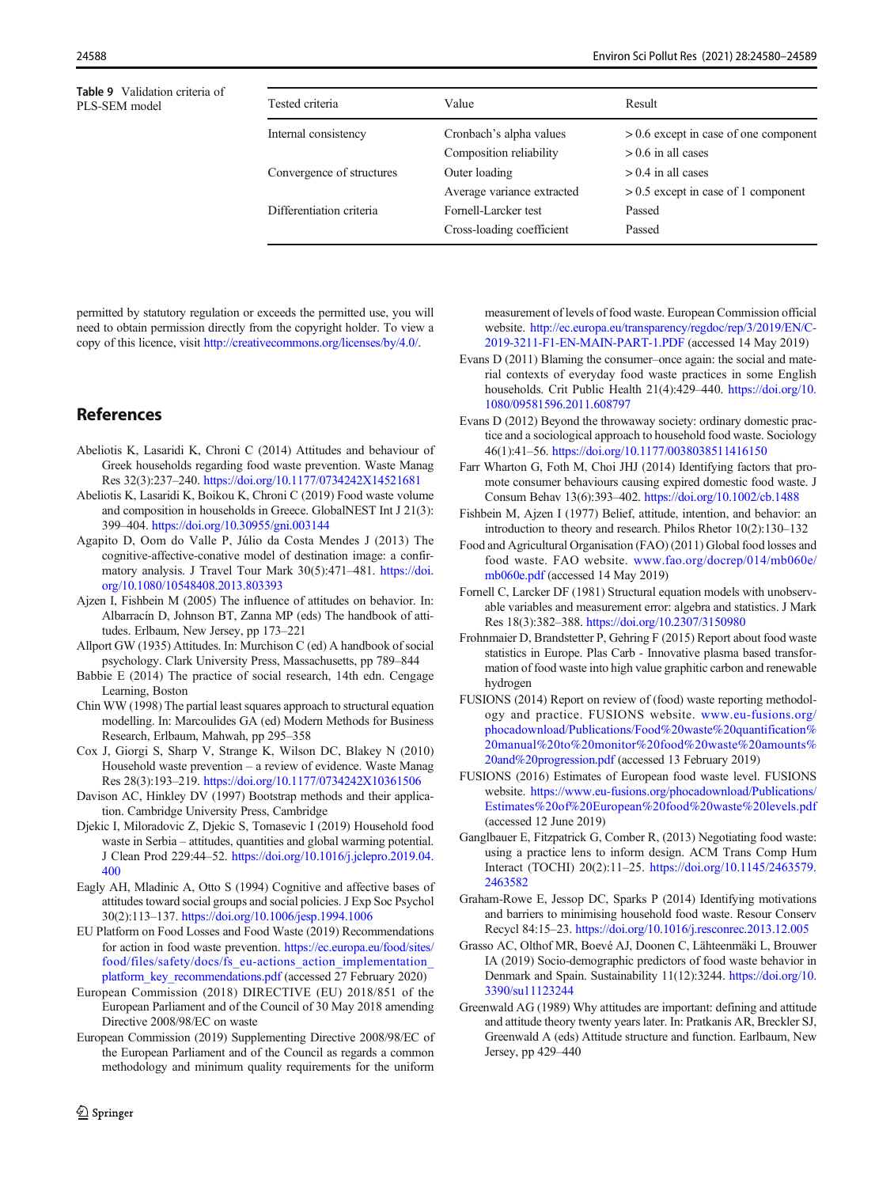Table 9 Validation criteria of PLS-SEM model

| Tested criteria | Value | Result |
| --- | --- | --- |
| Internal consistency | Cronbach's alpha values | > 0.6 except in case of one component |
| | Composition reliability | > 0.6 in all cases |
| Convergence of structures | Outer loading | > 0.4 in all cases |
| | Average variance extracted | > 0.5 except in case of 1 component |
| Differentiation criteria | Fornell-Larcker test | Passed |
| | Cross-loading coefficient | Passed |

permitted by statutory regulation or exceeds the permitted use, you will need to obtain permission directly from the copyright holder. To view a copy of this licence, visit http://creativecommons.org/licenses/by/4.0/.

## References

Abeliotis K, Lasaridi K, Chroni C (2014) Attitudes and behaviour of Greek households regarding food waste prevention. Waste Manag Res 32(3):237–240. https://doi.org/10.1177/0734242X14521681

Abeliotis K, Lasaridi K, Boikou K, Chroni C (2019) Food waste volume and composition in households in Greece. GlobalNEST Int J 21(3): 399–404. https://doi.org/10.30955/gnj.003144

Agapito D, Oom do Valle P, Júlio da Costa Mendes J (2013) The cognitive-affective-conative model of destination image: a confirmatory analysis. J Travel Tour Mark 30(5):471–481. https://doi.org/10.1080/10548408.2013.803393

Ajzen I, Fishbein M (2005) The influence of attitudes on behavior. In: Albarracín D, Johnson BT, Zanna MP (eds) The handbook of attitudes. Erlbaum, New Jersey, pp 173–221

Allport GW (1935) Attitudes. In: Murchison C (ed) A handbook of social psychology. Clark University Press, Massachusetts, pp 789–844

Babbie E (2014) The practice of social research, 14th edn. Cengage Learning, Boston

Chin WW (1998) The partial least squares approach to structural equation modelling. In: Marcoulides GA (ed) Modern Methods for Business Research, Erlbaum, Mahwah, pp 295–358

Cox J, Giorgi S, Sharp V, Strange K, Wilson DC, Blakey N (2010) Household waste prevention – a review of evidence. Waste Manag Res 28(3):193–219. https://doi.org/10.1177/0734242X10361506

Davison AC, Hinkley DV (1997) Bootstrap methods and their application. Cambridge University Press, Cambridge

Djekic I, Miloradovic Z, Djekic S, Tomasevic I (2019) Household food waste in Serbia – attitudes, quantities and global warming potential. J Clean Prod 229:44–52. https://doi.org/10.1016/j.jclepro.2019.04.400

Eagly AH, Mladinic A, Otto S (1994) Cognitive and affective bases of attitudes toward social groups and social policies. J Exp Soc Psychol 30(2):113–137. https://doi.org/10.1006/jesp.1994.1006

EU Platform on Food Losses and Food Waste (2019) Recommendations for action in food waste prevention. https://ec.europa.eu/food/sites/food/files/safety/docs/fs_eu-actions_action_implementation_platform_key_recommendations.pdf (accessed 27 February 2020)

European Commission (2018) DIRECTIVE (EU) 2018/851 of the European Parliament and of the Council of 30 May 2018 amending Directive 2008/98/EC on waste

European Commission (2019) Supplementing Directive 2008/98/EC of the European Parliament and of the Council as regards a common methodology and minimum quality requirements for the uniform measurement of levels of food waste. European Commission official website. http://ec.europa.eu/transparency/regdoc/rep/3/2019/EN/C-2019-3211-F1-EN-MAIN-PART-1.PDF (accessed 14 May 2019)

Evans D (2011) Blaming the consumer–once again: the social and material contexts of everyday food waste practices in some English households. Crit Public Health 21(4):429–440. https://doi.org/10.1080/09581596.2011.608797

Evans D (2012) Beyond the throwaway society: ordinary domestic practice and a sociological approach to household food waste. Sociology 46(1):41–56. https://doi.org/10.1177/0038038511416150

Farr Wharton G, Foth M, Choi JHJ (2014) Identifying factors that promote consumer behaviours causing expired domestic food waste. J Consum Behav 13(6):393–402. https://doi.org/10.1002/cb.1488

Fishbein M, Ajzen I (1977) Belief, attitude, intention, and behavior: an introduction to theory and research. Philos Rhetor 10(2):130–132

Food and Agricultural Organisation (FAO) (2011) Global food losses and food waste. FAO website. www.fao.org/docrep/014/mb060e/mb060e.pdf (accessed 14 May 2019)

Fornell C, Larcker DF (1981) Structural equation models with unobservable variables and measurement error: algebra and statistics. J Mark Res 18(3):382–388. https://doi.org/10.2307/3150980

Frohnmaier D, Brandstetter P, Gehring F (2015) Report about food waste statistics in Europe. Plas Carb - Innovative plasma based transformation of food waste into high value graphitic carbon and renewable hydrogen

FUSIONS (2014) Report on review of (food) waste reporting methodology and practice. FUSIONS website. www.eu-fusions.org/phocadownload/Publications/Food%20waste%20quantification%20manual%20to%20monitor%20food%20waste%20amounts%20and%20progression.pdf (accessed 13 February 2019)

FUSIONS (2016) Estimates of European food waste level. FUSIONS website. https://www.eu-fusions.org/phocadownload/Publications/Estimates%20of%20European%20food%20waste%20levels.pdf (accessed 12 June 2019)

Ganglbauer E, Fitzpatrick G, Comber R, (2013) Negotiating food waste: using a practice lens to inform design. ACM Trans Comp Hum Interact (TOCHI) 20(2):11–25. https://doi.org/10.1145/2463579.2463582

Graham-Rowe E, Jessop DC, Sparks P (2014) Identifying motivations and barriers to minimising household food waste. Resour Conserv Recycl 84:15–23. https://doi.org/10.1016/j.resconrec.2013.12.005

Grasso AC, Olthof MR, Boevé AJ, Doonen C, Lähteenmäki L, Brouwer IA (2019) Socio-demographic predictors of food waste behavior in Denmark and Spain. Sustainability 11(12):3244. https://doi.org/10.3390/su11123244

Greenwald AG (1989) Why attitudes are important: defining and attitude and attitude theory twenty years later. In: Pratkanis AR, Breckler SJ, Greenwald A (eds) Attitude structure and function. Earlbaum, New Jersey, pp 429–440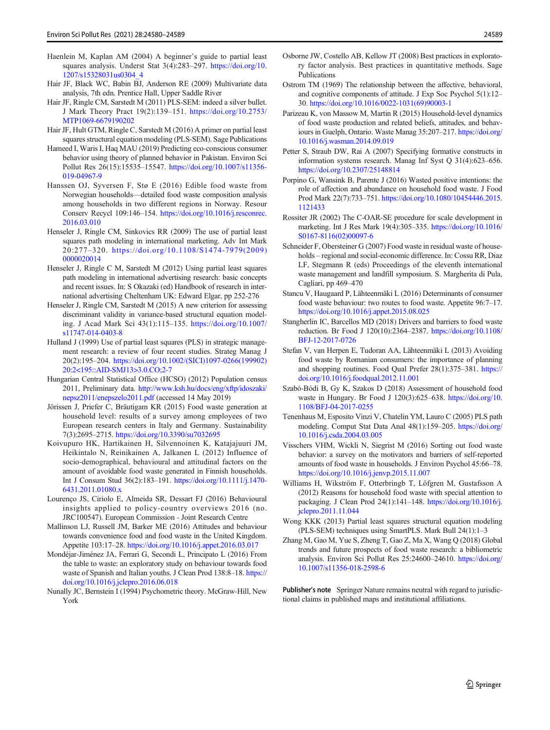Haenlein M, Kaplan AM (2004) A beginner's guide to partial least squares analysis. Underst Stat 3(4):283–297. https://doi.org/10.1207/s15328031us0304_4

Hair JF, Black WC, Babin BJ, Anderson RE (2009) Multivariate data analysis, 7th edn. Prentice Hall, Upper Saddle River

Hair JF, Ringle CM, Sarstedt M (2011) PLS-SEM: indeed a silver bullet. J Mark Theory Pract 19(2):139–151. https://doi.org/10.2753/MTP1069-6679190202

Hair JF, Hult GTM, Ringle C, Sarstedt M (2016) A primer on partial least squares structural equation modeling (PLS-SEM). Sage Publications

Hameed I, Waris I, Haq MAU (2019) Predicting eco-conscious consumer behavior using theory of planned behavior in Pakistan. Environ Sci Pollut Res 26(15):15535–15547. https://doi.org/10.1007/s11356-019-04967-9

Hanssen OJ, Syversen F, Stø E (2016) Edible food waste from Norwegian households—detailed food waste composition analysis among households in two different regions in Norway. Resour Conserv Recycl 109:146–154. https://doi.org/10.1016/j.resconrec.2016.03.010

Henseler J, Ringle CM, Sinkovics RR (2009) The use of partial least squares path modeling in international marketing. Adv Int Mark 20:277–320. https://doi.org/10.1108/S1474-7979(2009)0000020014

Henseler J, Ringle C M, Sarstedt M (2012) Using partial least squares path modeling in international advertising research: basic concepts and recent issues. In: S Okazaki (ed) Handbook of research in international advertising Cheltenham UK: Edward Elgar, pp 252-276

Henseler J, Ringle CM, Sarstedt M (2015) A new criterion for assessing discriminant validity in variance-based structural equation modeling. J Acad Mark Sci 43(1):115–135. https://doi.org/10.1007/s11747-014-0403-8

Hulland J (1999) Use of partial least squares (PLS) in strategic management research: a review of four recent studies. Strateg Manag J 20(2):195–204. https://doi.org/10.1002/(SICI)1097-0266(199902)20:2<195::AID-SMJ13>3.0.CO;2-7

Hungarian Central Statistical Office (HCSO) (2012) Population census 2011, Preliminary data. http://www.ksh.hu/docs/eng/xftp/idoszaki/nepsz2011/enepszelo2011.pdf (accessed 14 May 2019)

Jörissen J, Priefer C, Bräutigam KR (2015) Food waste generation at household level: results of a survey among employees of two European research centers in Italy and Germany. Sustainability 7(3):2695–2715. https://doi.org/10.3390/su7032695

Koivupuro HK, Hartikainen H, Silvennoinen K, Katajajuuri JM, Heikintalo N, Reinikainen A, Jalkanen L (2012) Influence of socio-demographical, behavioural and attitudinal factors on the amount of avoidable food waste generated in Finnish households. Int J Consum Stud 36(2):183–191. https://doi.org/10.1111/j.1470-6431.2011.01080.x

Lourenço JS, Ciriolo E, Almeida SR, Dessart FJ (2016) Behavioural insights applied to policy-country overviews 2016 (no. JRC100547). European Commission - Joint Research Centre

Mallinson LJ, Russell JM, Barker ME (2016) Attitudes and behaviour towards convenience food and food waste in the United Kingdom. Appetite 103:17–28. https://doi.org/10.1016/j.appet.2016.03.017

Mondéjar-Jiménez JA, Ferrari G, Secondi L, Principato L (2016) From the table to waste: an exploratory study on behaviour towards food waste of Spanish and Italian youths. J Clean Prod 138:8–18. https://doi.org/10.1016/j.jclepro.2016.06.018

Nunally JC, Bernstein I (1994) Psychometric theory. McGraw-Hill, New York

Osborne JW, Costello AB, Kellow JT (2008) Best practices in exploratory factor analysis. Best practices in quantitative methods. Sage Publications

Ostrom TM (1969) The relationship between the affective, behavioral, and cognitive components of attitude. J Exp Soc Psychol 5(1):12–30. https://doi.org/10.1016/0022-1031(69)90003-1

Parizeau K, von Massow M, Martin R (2015) Household-level dynamics of food waste production and related beliefs, attitudes, and behaviours in Guelph, Ontario. Waste Manag 35:207–217. https://doi.org/10.1016/j.wasman.2014.09.019

Petter S, Straub DW, Rai A (2007) Specifying formative constructs in information systems research. Manag Inf Syst Q 31(4):623–656. https://doi.org/10.2307/25148814

Porpino G, Wansink B, Parente J (2016) Wasted positive intentions: the role of affection and abundance on household food waste. J Food Prod Mark 22(7):733–751. https://doi.org/10.1080/10454446.2015.1121433

Rossiter JR (2002) The C-OAR-SE procedure for scale development in marketing. Int J Res Mark 19(4):305–335. https://doi.org/10.1016/S0167-8116(02)00097-6

Schneider F, Obersteiner G (2007) Food waste in residual waste of households – regional and social-economic difference. In: Cossu RR, Diaz LF, Stegmann R (eds) Proceedings of the eleventh international waste management and landfill symposium. S. Margherita di Pula, Cagliari, pp 469–470

Stancu V, Haugaard P, Lähteenmäki L (2016) Determinants of consumer food waste behaviour: two routes to food waste. Appetite 96:7–17. https://doi.org/10.1016/j.appet.2015.08.025

Stangherlin IC, Barcellos MD (2018) Drivers and barriers to food waste reduction. Br Food J 120(10):2364–2387. https://doi.org/10.1108/BFJ-12-2017-0726

Stefan V, van Herpen E, Tudoran AA, Lähteenmäki L (2013) Avoiding food waste by Romanian consumers: the importance of planning and shopping routines. Food Qual Prefer 28(1):375–381. https://doi.org/10.1016/j.foodqual.2012.11.001

Szabó-Bódi B, Gy K, Szakos D (2018) Assessment of household food waste in Hungary. Br Food J 120(3):625–638. https://doi.org/10.1108/BFJ-04-2017-0255

Tenenhaus M, Esposito Vinzi V, Chatelin YM, Lauro C (2005) PLS path modeling. Comput Stat Data Anal 48(1):159–205. https://doi.org/10.1016/j.csda.2004.03.005

Visschers VHM, Wickli N, Siegrist M (2016) Sorting out food waste behavior: a survey on the motivators and barriers of self-reported amounts of food waste in households. J Environ Psychol 45:66–78. https://doi.org/10.1016/j.jenvp.2015.11.007

Williams H, Wikström F, Otterbringb T, Löfgren M, Gustafsson A (2012) Reasons for household food waste with special attention to packaging. J Clean Prod 24(1):141–148. https://doi.org/10.1016/j.jclepro.2011.11.044

Wong KKK (2013) Partial least squares structural equation modeling (PLS-SEM) techniques using SmartPLS. Mark Bull 24(1):1–3

Zhang M, Gao M, Yue S, Zheng T, Gao Z, Ma X, Wang Q (2018) Global trends and future prospects of food waste research: a bibliometric analysis. Environ Sci Pollut Res 25:24600–24610. https://doi.org/10.1007/s11356-018-2598-6

**Publisher's note** Springer Nature remains neutral with regard to jurisdictional claims in published maps and institutional affiliations.